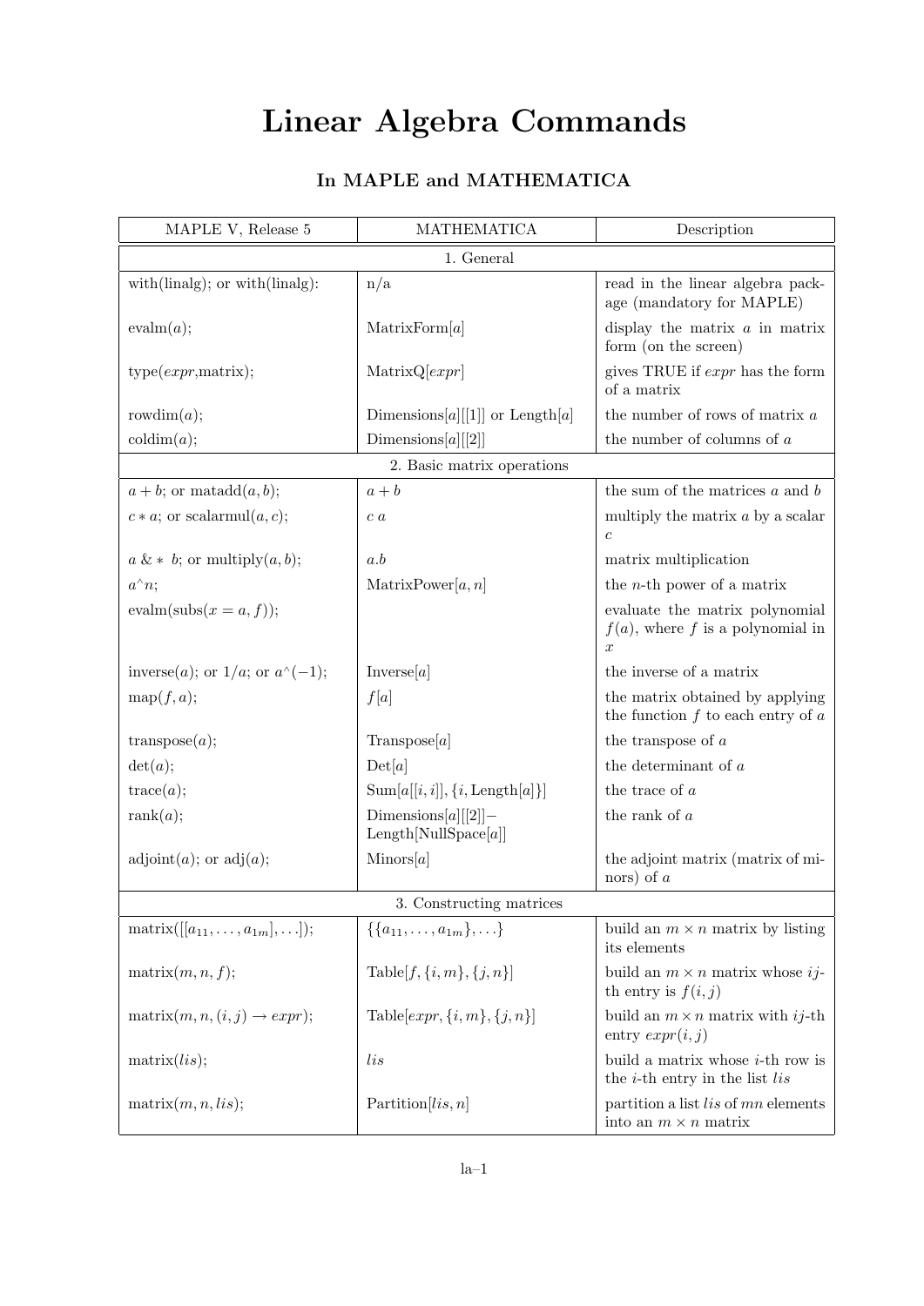# Linear Algebra Commands

## In MAPLE and MATHEMATICA

| MAPLE V, Release 5 | MATHEMATICA | Description |
|---|---|---|
| **1. General** | | |
| with(linalg); or with(linalg): | n/a | read in the linear algebra package (mandatory for MAPLE) |
| evalm($a$); | MatrixForm[$a$] | display the matrix $a$ in matrix form (on the screen) |
| type($expr$,matrix); | MatrixQ[$expr$] | gives TRUE if $expr$ has the form of a matrix |
| rowdim($a$); | Dimensions[$a$][[1]] or Length[$a$] | the number of rows of matrix $a$ |
| coldim($a$); | Dimensions[$a$][[2]] | the number of columns of $a$ |
| **2. Basic matrix operations** | | |
| $a + b$; or matadd($a, b$); | $a + b$ | the sum of the matrices $a$ and $b$ |
| $c * a$; or scalarmul($a, c$); | $c\ a$ | multiply the matrix $a$ by a scalar $c$ |
| $a$ &* $b$; or multiply($a, b$); | $a.b$ | matrix multiplication |
| $a$^$n$; | MatrixPower[$a, n$] | the $n$-th power of a matrix |
| evalm(subs($x = a, f$)); | | evaluate the matrix polynomial $f(a)$, where $f$ is a polynomial in $x$ |
| inverse($a$); or $1/a$; or $a$^$(-1)$; | Inverse[$a$] | the inverse of a matrix |
| map($f, a$); | $f[a]$ | the matrix obtained by applying the function $f$ to each entry of $a$ |
| transpose($a$); | Transpose[$a$] | the transpose of $a$ |
| det($a$); | Det[$a$] | the determinant of $a$ |
| trace($a$); | Sum[$a[[i, i]], \{i$, Length[$a$]$\}$] | the trace of $a$ |
| rank($a$); | Dimensions[$a$][[2]]− Length[NullSpace[$a$]] | the rank of $a$ |
| adjoint($a$); or adj($a$); | Minors[$a$] | the adjoint matrix (matrix of minors) of $a$ |
| **3. Constructing matrices** | | |
| matrix([[$a_{11}, \ldots, a_{1m}$], ...]); | $\{\{a_{11}, \ldots, a_{1m}\}, \ldots\}$ | build an $m \times n$ matrix by listing its elements |
| matrix($m, n, f$); | Table[$f, \{i, m\}, \{j, n\}$] | build an $m \times n$ matrix whose $ij$-th entry is $f(i, j)$ |
| matrix($m, n, (i, j) \to expr$); | Table[$expr, \{i, m\}, \{j, n\}$] | build an $m \times n$ matrix with $ij$-th entry $expr(i, j)$ |
| matrix($lis$); | $lis$ | build a matrix whose $i$-th row is the $i$-th entry in the list $lis$ |
| matrix($m, n, lis$); | Partition[$lis, n$] | partition a list $lis$ of $mn$ elements into an $m \times n$ matrix |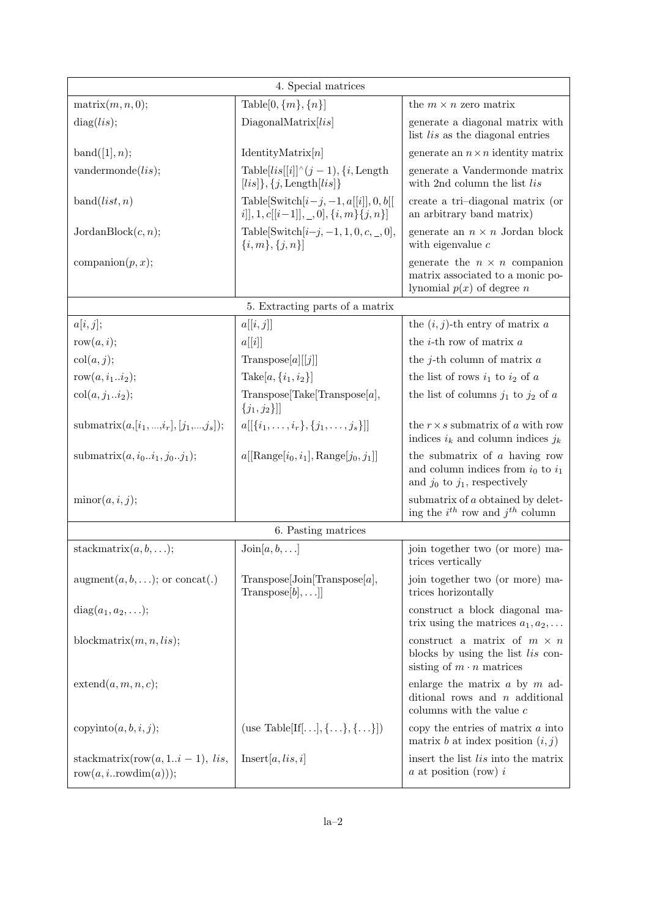| 4. Special matrices | | |
|---|---|---|
| matrix$(m, n, 0)$; | Table$[0, \{m\}, \{n\}]$ | the $m \times n$ zero matrix |
| diag$(lis)$; | DiagonalMatrix$[lis]$ | generate a diagonal matrix with list $lis$ as the diagonal entries |
| band$([1], n)$; | IdentityMatrix$[n]$ | generate an $n \times n$ identity matrix |
| vandermonde$(lis)$; | Table$[lis[[i]]\hat{}(j-1), \{i, \text{Length}[lis]\}, \{j, \text{Length}[lis]\}$ | generate a Vandermonde matrix with 2nd column the list $lis$ |
| band$(list, n)$ | Table[Switch$[i-j, -1, a[[i]], 0, b[[i]], 1, c[[i-1]], \_, 0], \{i, m\}\{j, n\}]$ | create a tri–diagonal matrix (or an arbitrary band matrix) |
| JordanBlock$(c, n)$; | Table[Switch$[i-j, -1, 1, 0, c, \_, 0], \{i, m\}, \{j, n\}]$ | generate an $n \times n$ Jordan block with eigenvalue $c$ |
| companion$(p, x)$; | | generate the $n \times n$ companion matrix associated to a monic polynomial $p(x)$ of degree $n$ |
| 5. Extracting parts of a matrix | | |
| $a[i, j]$; | $a[[i, j]]$ | the $(i, j)$-th entry of matrix $a$ |
| row$(a, i)$; | $a[[i]]$ | the $i$-th row of matrix $a$ |
| col$(a, j)$; | Transpose$[a][[j]]$ | the $j$-th column of matrix $a$ |
| row$(a, i_1..i_2)$; | Take$[a, \{i_1, i_2\}]$ | the list of rows $i_1$ to $i_2$ of $a$ |
| col$(a, j_1..i_2)$; | Transpose[Take[Transpose$[a]$, $\{j_1, j_2\}$]] | the list of columns $j_1$ to $j_2$ of $a$ |
| submatrix$(a,[i_1, ..., i_r], [j_1, ..., j_s])$; | $a[[\{i_1, \ldots, i_r\}, \{j_1, \ldots, j_s\}]]$ | the $r \times s$ submatrix of $a$ with row indices $i_k$ and column indices $j_k$ |
| submatrix$(a, i_0..i_1, j_0..j_1)$; | $a[[\text{Range}[i_0, i_1], \text{Range}[j_0, j_1]]$ | the submatrix of $a$ having row and column indices from $i_0$ to $i_1$ and $j_0$ to $j_1$, respectively |
| minor$(a, i, j)$; | | submatrix of $a$ obtained by deleting the $i^{th}$ row and $j^{th}$ column |
| 6. Pasting matrices | | |
| stackmatrix$(a, b, \ldots)$; | Join$[a, b, \ldots]$ | join together two (or more) matrices vertically |
| augment$(a, b, \ldots)$; or concat(.) | Transpose[Join[Transpose$[a]$, Transpose$[b], \ldots$]] | join together two (or more) matrices horizontally |
| diag$(a_1, a_2, \ldots)$; | | construct a block diagonal matrix using the matrices $a_1, a_2, \ldots$ |
| blockmatrix$(m, n, lis)$; | | construct a matrix of $m \times n$ blocks by using the list $lis$ consisting of $m \cdot n$ matrices |
| extend$(a, m, n, c)$; | | enlarge the matrix $a$ by $m$ additional rows and $n$ additional columns with the value $c$ |
| copyinto$(a, b, i, j)$; | (use Table[If$[\ldots], \{\ldots\}, \{\ldots\}$]) | copy the entries of matrix $a$ into matrix $b$ at index position $(i, j)$ |
| stackmatrix(row$(a, 1..i-1)$, $lis$, row$(a, i..$rowdim$(a))$); | Insert$[a, lis, i]$ | insert the list $lis$ into the matrix $a$ at position (row) $i$ |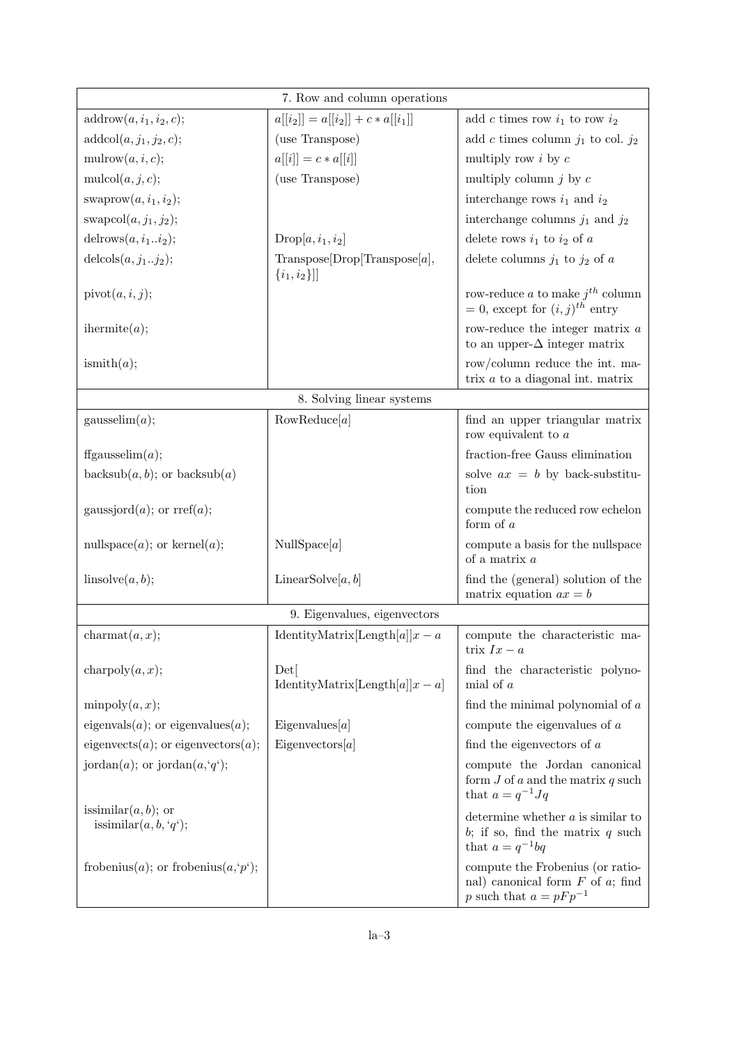| 7. Row and column operations | | |
|---|---|---|
| addrow($a, i_1, i_2, c$); | $a[[i_2]] = a[[i_2]] + c * a[[i_1]]$ | add $c$ times row $i_1$ to row $i_2$ |
| addcol($a, j_1, j_2, c$); | (use Transpose) | add $c$ times column $j_1$ to col. $j_2$ |
| mulrow($a, i, c$); | $a[[i]] = c * a[[i]]$ | multiply row $i$ by $c$ |
| mulcol($a, j, c$); | (use Transpose) | multiply column $j$ by $c$ |
| swaprow($a, i_1, i_2$); | | interchange rows $i_1$ and $i_2$ |
| swapcol($a, j_1, j_2$); | | interchange columns $j_1$ and $j_2$ |
| delrows($a, i_1..i_2$); | Drop[$a, i_1, i_2$] | delete rows $i_1$ to $i_2$ of $a$ |
| delcols($a, j_1..j_2$); | Transpose[Drop[Transpose[$a$], $\{i_1, i_2\}$]] | delete columns $j_1$ to $j_2$ of $a$ |
| pivot($a, i, j$); | | row-reduce $a$ to make $j^{th}$ column $= 0$, except for $(i,j)^{th}$ entry |
| ihermite($a$); | | row-reduce the integer matrix $a$ to an upper-$\Delta$ integer matrix |
| ismith($a$); | | row/column reduce the int. matrix $a$ to a diagonal int. matrix |
| **8. Solving linear systems** | | |
| gausselim($a$); | RowReduce[$a$] | find an upper triangular matrix row equivalent to $a$ |
| ffgausselim($a$); | | fraction-free Gauss elimination |
| backsub($a, b$); or backsub($a$) | | solve $ax = b$ by back-substitution |
| gaussjord($a$); or rref($a$); | | compute the reduced row echelon form of $a$ |
| nullspace($a$); or kernel($a$); | NullSpace[$a$] | compute a basis for the nullspace of a matrix $a$ |
| linsolve($a, b$); | LinearSolve[$a, b$] | find the (general) solution of the matrix equation $ax = b$ |
| **9. Eigenvalues, eigenvectors** | | |
| charmat($a, x$); | IdentityMatrix[Length[$a$]]$x - a$ | compute the characteristic matrix $Ix - a$ |
| charpoly($a, x$); | Det[ IdentityMatrix[Length[$a$]]$x - a$] | find the characteristic polynomial of $a$ |
| minpoly($a, x$); | | find the minimal polynomial of $a$ |
| eigenvals($a$); or eigenvalues($a$); | Eigenvalues[$a$] | compute the eigenvalues of $a$ |
| eigenvects($a$); or eigenvectors($a$); | Eigenvectors[$a$] | find the eigenvectors of $a$ |
| jordan($a$); or jordan($a$,'$q$'); | | compute the Jordan canonical form $J$ of $a$ and the matrix $q$ such that $a = q^{-1}Jq$ |
| issimilar($a, b$); or issimilar($a, b$, '$q$'); | | determine whether $a$ is similar to $b$; if so, find the matrix $q$ such that $a = q^{-1}bq$ |
| frobenius($a$); or frobenius($a$,'$p$'); | | compute the Frobenius (or rational) canonical form $F$ of $a$; find $p$ such that $a = pFp^{-1}$ |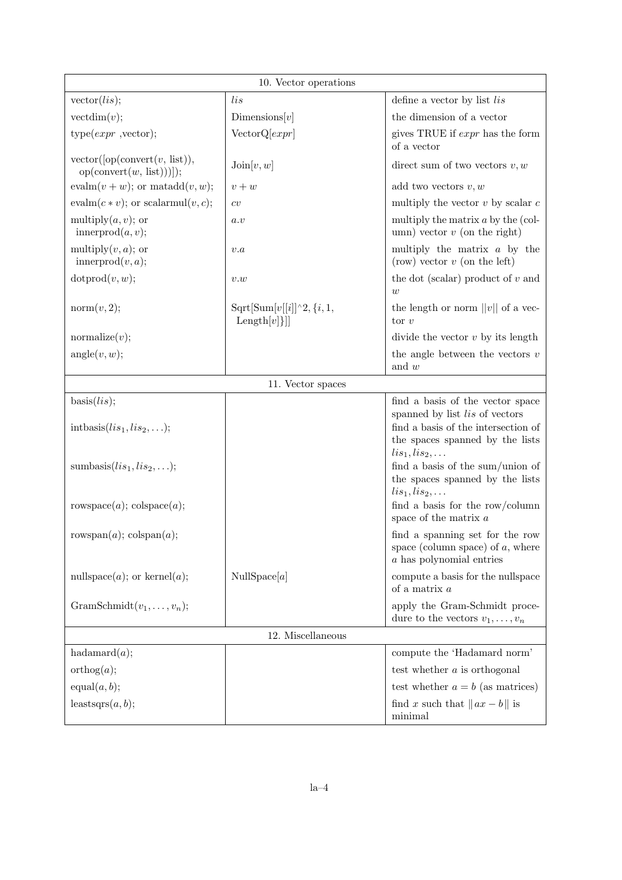| | | |
|---|---|---|
| | 10. Vector operations | |
| vector(*lis*); | *lis* | define a vector by list *lis* |
| vectdim($v$); | Dimensions[$v$] | the dimension of a vector |
| type(*expr* ,vector); | VectorQ[*expr*] | gives TRUE if *expr* has the form of a vector |
| vector([op(convert($v$, list)), op(convert($w$, list))]); | Join[$v, w$] | direct sum of two vectors $v, w$ |
| evalm($v + w$); or matadd($v, w$); | $v + w$ | add two vectors $v, w$ |
| evalm($c * v$); or scalarmul($v, c$); | $cv$ | multiply the vector $v$ by scalar $c$ |
| multiply($a, v$); or innerprod($a, v$); | $a.v$ | multiply the matrix $a$ by the (column) vector $v$ (on the right) |
| multiply($v, a$); or innerprod($v, a$); | $v.a$ | multiply the matrix $a$ by the (row) vector $v$ (on the left) |
| dotprod($v, w$); | $v.w$ | the dot (scalar) product of $v$ and $w$ |
| norm($v$, 2); | Sqrt[Sum[$v$[[$i$]]^2, {$i$, 1, Length[$v$]}]] | the length or norm $\|\|v\|\|$ of a vector $v$ |
| normalize($v$); | | divide the vector $v$ by its length |
| angle($v, w$); | | the angle between the vectors $v$ and $w$ |
| | 11. Vector spaces | |
| basis(*lis*); | | find a basis of the vector space spanned by list *lis* of vectors |
| intbasis($lis_1, lis_2, \ldots$); | | find a basis of the intersection of the spaces spanned by the lists $lis_1, lis_2, \ldots$ |
| sumbasis($lis_1, lis_2, \ldots$); | | find a basis of the sum/union of the spaces spanned by the lists $lis_1, lis_2, \ldots$ |
| rowspace($a$); colspace($a$); | | find a basis for the row/column space of the matrix $a$ |
| rowspan($a$); colspan($a$); | | find a spanning set for the row space (column space) of $a$, where $a$ has polynomial entries |
| nullspace($a$); or kernel($a$); | NullSpace[$a$] | compute a basis for the nullspace of a matrix $a$ |
| GramSchmidt($v_1, \ldots, v_n$); | | apply the Gram-Schmidt procedure to the vectors $v_1, \ldots, v_n$ |
| | 12. Miscellaneous | |
| hadamard($a$); | | compute the 'Hadamard norm' |
| orthog($a$); | | test whether $a$ is orthogonal |
| equal($a, b$); | | test whether $a = b$ (as matrices) |
| leastsqrs($a, b$); | | find $x$ such that $\|\| ax - b\|\|$ is minimal |